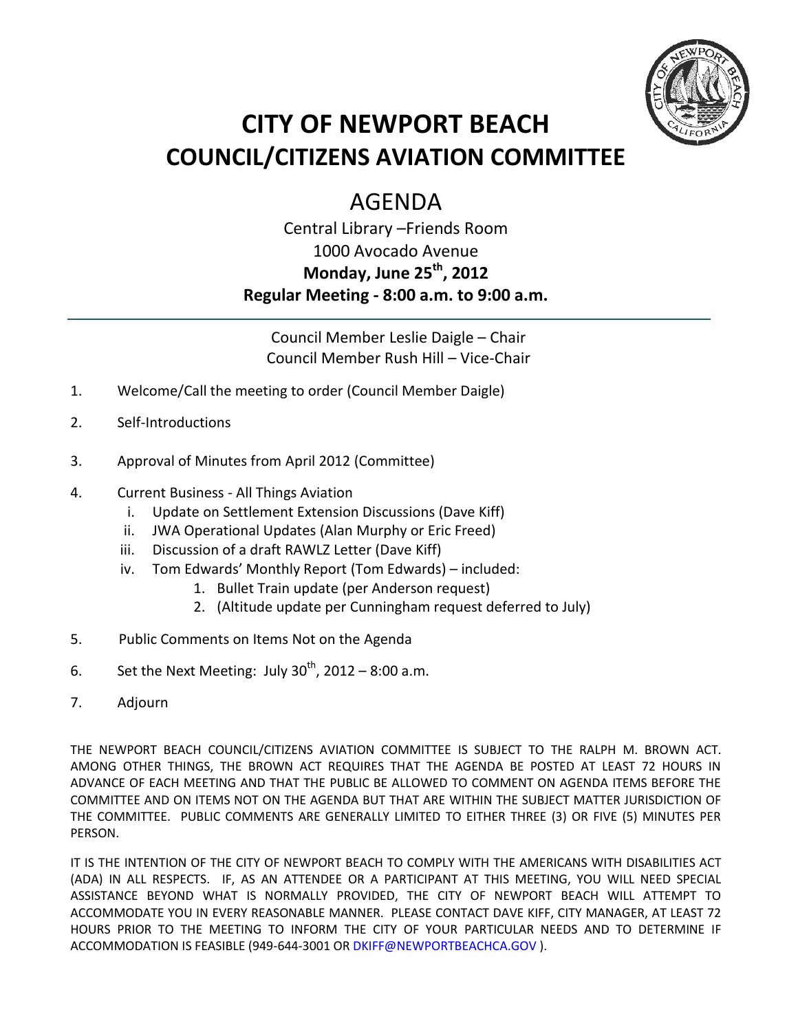# CITY OF NEWPORT BEACH
# COUNCIL/CITIZENS AVIATION COMMITTEE

## AGENDA

Central Library –Friends Room
1000 Avocado Avenue
**Monday, June 25th, 2012**
**Regular Meeting - 8:00 a.m. to 9:00 a.m.**

---

Council Member Leslie Daigle – Chair
Council Member Rush Hill – Vice-Chair

1. Welcome/Call the meeting to order (Council Member Daigle)
2. Self-Introductions
3. Approval of Minutes from April 2012 (Committee)
4. Current Business - All Things Aviation
   i. Update on Settlement Extension Discussions (Dave Kiff)
   ii. JWA Operational Updates (Alan Murphy or Eric Freed)
   iii. Discussion of a draft RAWLZ Letter (Dave Kiff)
   iv. Tom Edwards' Monthly Report (Tom Edwards) – included:
      1. Bullet Train update (per Anderson request)
      2. (Altitude update per Cunningham request deferred to July)
5. Public Comments on Items Not on the Agenda
6. Set the Next Meeting: July 30th, 2012 – 8:00 a.m.
7. Adjourn

THE NEWPORT BEACH COUNCIL/CITIZENS AVIATION COMMITTEE IS SUBJECT TO THE RALPH M. BROWN ACT. AMONG OTHER THINGS, THE BROWN ACT REQUIRES THAT THE AGENDA BE POSTED AT LEAST 72 HOURS IN ADVANCE OF EACH MEETING AND THAT THE PUBLIC BE ALLOWED TO COMMENT ON AGENDA ITEMS BEFORE THE COMMITTEE AND ON ITEMS NOT ON THE AGENDA BUT THAT ARE WITHIN THE SUBJECT MATTER JURISDICTION OF THE COMMITTEE. PUBLIC COMMENTS ARE GENERALLY LIMITED TO EITHER THREE (3) OR FIVE (5) MINUTES PER PERSON.

IT IS THE INTENTION OF THE CITY OF NEWPORT BEACH TO COMPLY WITH THE AMERICANS WITH DISABILITIES ACT (ADA) IN ALL RESPECTS. IF, AS AN ATTENDEE OR A PARTICIPANT AT THIS MEETING, YOU WILL NEED SPECIAL ASSISTANCE BEYOND WHAT IS NORMALLY PROVIDED, THE CITY OF NEWPORT BEACH WILL ATTEMPT TO ACCOMMODATE YOU IN EVERY REASONABLE MANNER. PLEASE CONTACT DAVE KIFF, CITY MANAGER, AT LEAST 72 HOURS PRIOR TO THE MEETING TO INFORM THE CITY OF YOUR PARTICULAR NEEDS AND TO DETERMINE IF ACCOMMODATION IS FEASIBLE (949-644-3001 OR DKIFF@NEWPORTBEACHCA.GOV ).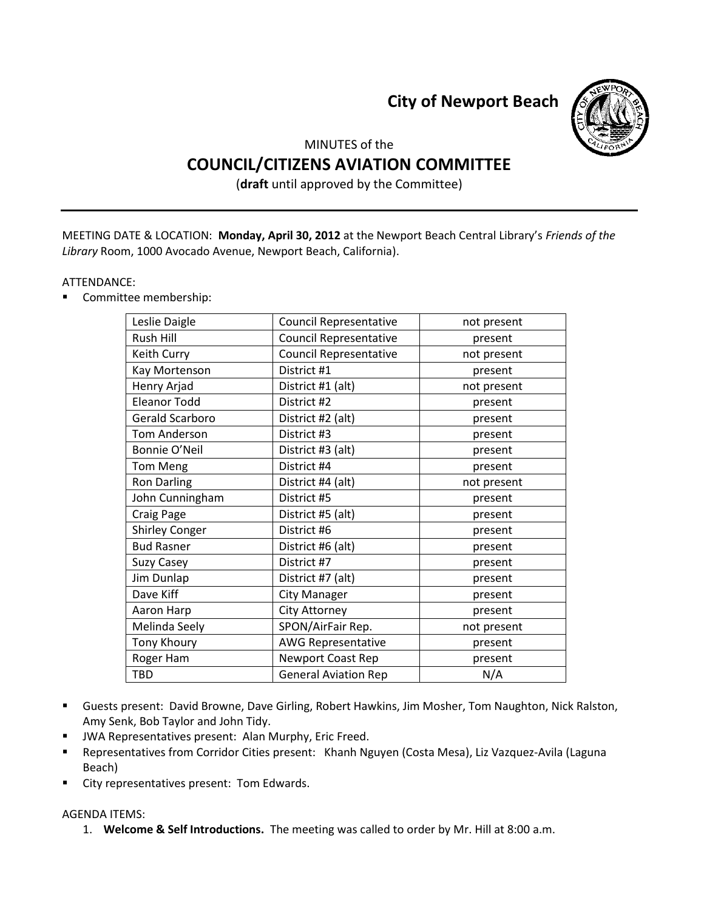# City of Newport Beach

MINUTES of the

## COUNCIL/CITIZENS AVIATION COMMITTEE

(**draft** until approved by the Committee)

---

MEETING DATE & LOCATION: **Monday, April 30, 2012** at the Newport Beach Central Library's *Friends of the Library* Room, 1000 Avocado Avenue, Newport Beach, California).

ATTENDANCE:

- Committee membership:

| | | |
|---|---|---|
| Leslie Daigle | Council Representative | not present |
| Rush Hill | Council Representative | present |
| Keith Curry | Council Representative | not present |
| Kay Mortenson | District #1 | present |
| Henry Arjad | District #1 (alt) | not present |
| Eleanor Todd | District #2 | present |
| Gerald Scarboro | District #2 (alt) | present |
| Tom Anderson | District #3 | present |
| Bonnie O'Neil | District #3 (alt) | present |
| Tom Meng | District #4 | present |
| Ron Darling | District #4 (alt) | not present |
| John Cunningham | District #5 | present |
| Craig Page | District #5 (alt) | present |
| Shirley Conger | District #6 | present |
| Bud Rasner | District #6 (alt) | present |
| Suzy Casey | District #7 | present |
| Jim Dunlap | District #7 (alt) | present |
| Dave Kiff | City Manager | present |
| Aaron Harp | City Attorney | present |
| Melinda Seely | SPON/AirFair Rep. | not present |
| Tony Khoury | AWG Representative | present |
| Roger Ham | Newport Coast Rep | present |
| TBD | General Aviation Rep | N/A |

- Guests present: David Browne, Dave Girling, Robert Hawkins, Jim Mosher, Tom Naughton, Nick Ralston, Amy Senk, Bob Taylor and John Tidy.
- JWA Representatives present: Alan Murphy, Eric Freed.
- Representatives from Corridor Cities present: Khanh Nguyen (Costa Mesa), Liz Vazquez-Avila (Laguna Beach)
- City representatives present: Tom Edwards.

AGENDA ITEMS:

1. **Welcome & Self Introductions.** The meeting was called to order by Mr. Hill at 8:00 a.m.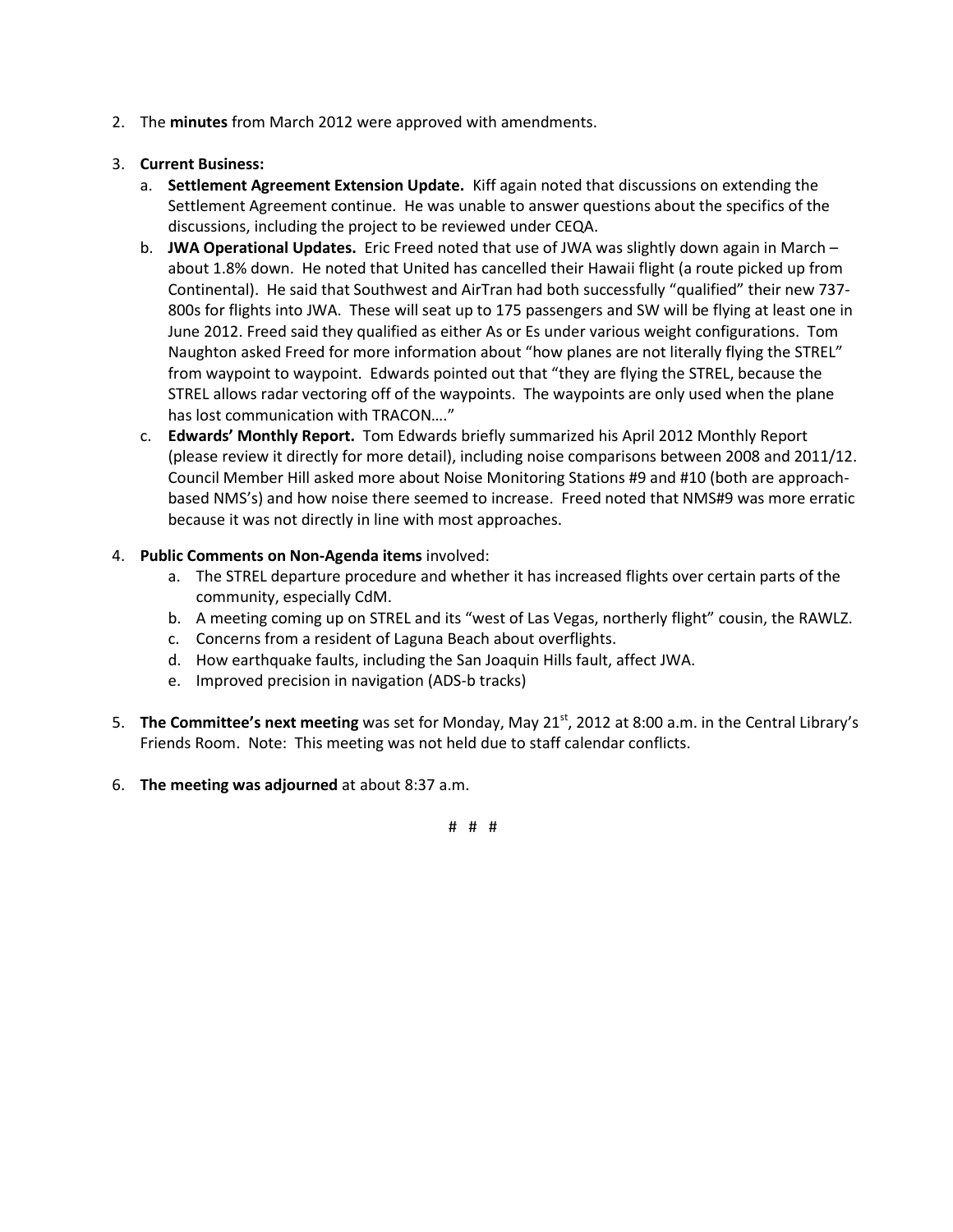2. The **minutes** from March 2012 were approved with amendments.

3. **Current Business:**
   a. **Settlement Agreement Extension Update.** Kiff again noted that discussions on extending the Settlement Agreement continue. He was unable to answer questions about the specifics of the discussions, including the project to be reviewed under CEQA.
   b. **JWA Operational Updates.** Eric Freed noted that use of JWA was slightly down again in March – about 1.8% down. He noted that United has cancelled their Hawaii flight (a route picked up from Continental). He said that Southwest and AirTran had both successfully "qualified" their new 737-800s for flights into JWA. These will seat up to 175 passengers and SW will be flying at least one in June 2012. Freed said they qualified as either As or Es under various weight configurations. Tom Naughton asked Freed for more information about "how planes are not literally flying the STREL" from waypoint to waypoint. Edwards pointed out that "they are flying the STREL, because the STREL allows radar vectoring off of the waypoints. The waypoints are only used when the plane has lost communication with TRACON…."
   c. **Edwards' Monthly Report.** Tom Edwards briefly summarized his April 2012 Monthly Report (please review it directly for more detail), including noise comparisons between 2008 and 2011/12. Council Member Hill asked more about Noise Monitoring Stations #9 and #10 (both are approach-based NMS's) and how noise there seemed to increase. Freed noted that NMS#9 was more erratic because it was not directly in line with most approaches.

4. **Public Comments on Non-Agenda items** involved:
   a. The STREL departure procedure and whether it has increased flights over certain parts of the community, especially CdM.
   b. A meeting coming up on STREL and its "west of Las Vegas, northerly flight" cousin, the RAWLZ.
   c. Concerns from a resident of Laguna Beach about overflights.
   d. How earthquake faults, including the San Joaquin Hills fault, affect JWA.
   e. Improved precision in navigation (ADS-b tracks)

5. **The Committee's next meeting** was set for Monday, May 21st, 2012 at 8:00 a.m. in the Central Library's Friends Room. Note: This meeting was not held due to staff calendar conflicts.

6. **The meeting was adjourned** at about 8:37 a.m.

# # #